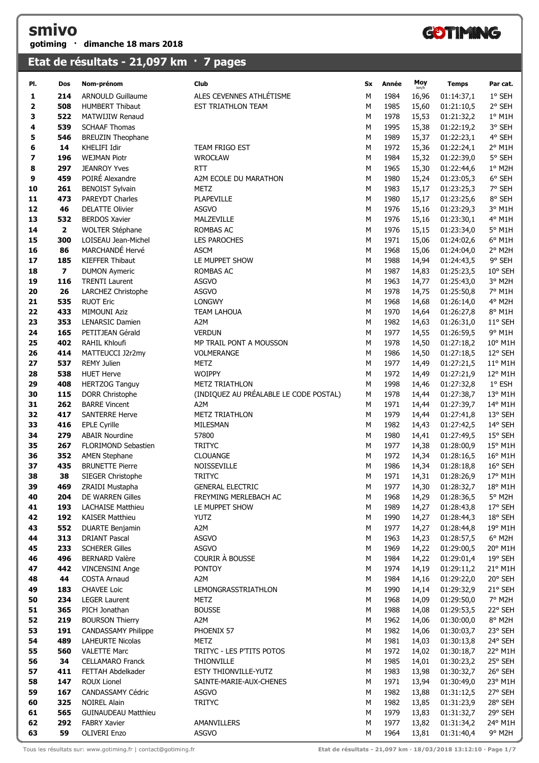# smivo

**gotiming** · **dimanche 18 mars 2018**

## Etat de résultats - 21,097 km · 7 pages

| Pl. | Dos | Nom-prénom | Club | Sx | Année | Moy km/h | Temps | Par cat. |
|---|---|---|---|---|---|---|---|---|
| 1 | 214 | ARNOULD Guillaume | ALES CEVENNES ATHLÉTISME | M | 1984 | 16,96 | 01:14:37,1 | 1° SEH |
| 2 | 508 | HUMBERT Thibaut | EST TRIATHLON TEAM | M | 1985 | 15,60 | 01:21:10,5 | 2° SEH |
| 3 | 522 | MATWIJIW Renaud | | M | 1978 | 15,53 | 01:21:32,2 | 1° M1H |
| 4 | 539 | SCHAAF Thomas | | M | 1995 | 15,38 | 01:22:19,2 | 3° SEH |
| 5 | 546 | BREUZIN Theophane | | M | 1989 | 15,37 | 01:22:23,1 | 4° SEH |
| 6 | 14 | KHELIFI Idir | TEAM FRIGO EST | M | 1972 | 15,36 | 01:22:24,1 | 2° M1H |
| 7 | 196 | WEJMAN Piotr | WROCŁAW | M | 1984 | 15,32 | 01:22:39,0 | 5° SEH |
| 8 | 297 | JEANROY Yves | RTT | M | 1965 | 15,30 | 01:22:44,6 | 1° M2H |
| 9 | 459 | POIRÉ Alexandre | A2M ECOLE DU MARATHON | M | 1980 | 15,24 | 01:23:05,3 | 6° SEH |
| 10 | 261 | BENOIST Sylvain | METZ | M | 1983 | 15,17 | 01:23:25,3 | 7° SEH |
| 11 | 473 | PAREYDT Charles | PLAPEVILLE | M | 1980 | 15,17 | 01:23:25,6 | 8° SEH |
| 12 | 46 | DELATTE Olivier | ASGVO | M | 1976 | 15,16 | 01:23:29,3 | 3° M1H |
| 13 | 532 | BERDOS Xavier | MALZEVILLE | M | 1976 | 15,16 | 01:23:30,1 | 4° M1H |
| 14 | 2 | WOLTER Stéphane | ROMBAS AC | M | 1976 | 15,15 | 01:23:34,0 | 5° M1H |
| 15 | 300 | LOISEAU Jean-Michel | LES PAROCHES | M | 1971 | 15,06 | 01:24:02,6 | 6° M1H |
| 16 | 86 | MARCHANDÉ Hervé | ASCM | M | 1968 | 15,06 | 01:24:04,0 | 2° M2H |
| 17 | 185 | KIEFFER Thibaut | LE MUPPET SHOW | M | 1988 | 14,94 | 01:24:43,5 | 9° SEH |
| 18 | 7 | DUMON Aymeric | ROMBAS AC | M | 1987 | 14,83 | 01:25:23,5 | 10° SEH |
| 19 | 116 | TRENTI Laurent | ASGVO | M | 1963 | 14,77 | 01:25:43,0 | 3° M2H |
| 20 | 26 | LARCHEZ Christophe | ASGVO | M | 1978 | 14,75 | 01:25:50,8 | 7° M1H |
| 21 | 535 | RUOT Eric | LONGWY | M | 1968 | 14,68 | 01:26:14,0 | 4° M2H |
| 22 | 433 | MIMOUNI Aziz | TEAM LAHOUA | M | 1970 | 14,64 | 01:26:27,8 | 8° M1H |
| 23 | 353 | LENARSIC Damien | A2M | M | 1982 | 14,63 | 01:26:31,0 | 11° SEH |
| 24 | 165 | PETITJEAN Gérald | VERDUN | M | 1977 | 14,55 | 01:26:59,5 | 9° M1H |
| 25 | 402 | RAHIL Khloufi | MP TRAIL PONT A MOUSSON | M | 1978 | 14,50 | 01:27:18,2 | 10° M1H |
| 26 | 414 | MATTEUCCI J2r2my | VOLMERANGE | M | 1986 | 14,50 | 01:27:18,5 | 12° SEH |
| 27 | 537 | REMY Julien | METZ | M | 1977 | 14,49 | 01:27:21,5 | 11° M1H |
| 28 | 538 | HUET Herve | WOIPPY | M | 1972 | 14,49 | 01:27:21,9 | 12° M1H |
| 29 | 408 | HERTZOG Tanguy | METZ TRIATHLON | M | 1998 | 14,46 | 01:27:32,8 | 1° ESH |
| 30 | 115 | DORR Christophe | (INDIQUEZ AU PRÉALABLE LE CODE POSTAL) | M | 1978 | 14,44 | 01:27:38,7 | 13° M1H |
| 31 | 262 | BARRE Vincent | A2M | M | 1971 | 14,44 | 01:27:39,7 | 14° M1H |
| 32 | 417 | SANTERRE Herve | METZ TRIATHLON | M | 1979 | 14,44 | 01:27:41,8 | 13° SEH |
| 33 | 416 | EPLE Cyrille | MILESMAN | M | 1982 | 14,43 | 01:27:42,5 | 14° SEH |
| 34 | 279 | ABAIR Nourdine | 57800 | M | 1980 | 14,41 | 01:27:49,5 | 15° SEH |
| 35 | 267 | FLORIMOND Sebastien | TRITYC | M | 1977 | 14,38 | 01:28:00,9 | 15° M1H |
| 36 | 352 | AMEN Stephane | CLOUANGE | M | 1972 | 14,34 | 01:28:16,5 | 16° M1H |
| 37 | 435 | BRUNETTE Pierre | NOISSEVILLE | M | 1986 | 14,34 | 01:28:18,8 | 16° SEH |
| 38 | 38 | SIEGER Christophe | TRITYC | M | 1971 | 14,31 | 01:28:26,9 | 17° M1H |
| 39 | 469 | ZRAIDI Mustapha | GENERAL ELECTRIC | M | 1977 | 14,30 | 01:28:32,7 | 18° M1H |
| 40 | 204 | DE WARREN Gilles | FREYMING MERLEBACH AC | M | 1968 | 14,29 | 01:28:36,5 | 5° M2H |
| 41 | 193 | LACHAISE Matthieu | LE MUPPET SHOW | M | 1989 | 14,27 | 01:28:43,8 | 17° SEH |
| 42 | 192 | KAISER Matthieu | YUTZ | M | 1990 | 14,27 | 01:28:44,3 | 18° SEH |
| 43 | 552 | DUARTE Benjamin | A2M | M | 1977 | 14,27 | 01:28:44,8 | 19° M1H |
| 44 | 313 | DRIANT Pascal | ASGVO | M | 1963 | 14,23 | 01:28:57,5 | 6° M2H |
| 45 | 233 | SCHERER Gilles | ASGVO | M | 1969 | 14,22 | 01:29:00,5 | 20° M1H |
| 46 | 496 | BERNARD Valère | COURIR À BOUSSE | M | 1984 | 14,22 | 01:29:01,4 | 19° SEH |
| 47 | 442 | VINCENSINI Ange | PONTOY | M | 1974 | 14,19 | 01:29:11,2 | 21° M1H |
| 48 | 44 | COSTA Arnaud | A2M | M | 1984 | 14,16 | 01:29:22,0 | 20° SEH |
| 49 | 183 | CHAVEE Loic | LEMONGRASSTRIATHLON | M | 1990 | 14,14 | 01:29:32,9 | 21° SEH |
| 50 | 234 | LEGER Laurent | METZ | M | 1968 | 14,09 | 01:29:50,0 | 7° M2H |
| 51 | 365 | PICH Jonathan | BOUSSE | M | 1988 | 14,08 | 01:29:53,5 | 22° SEH |
| 52 | 219 | BOURSON Thierry | A2M | M | 1962 | 14,06 | 01:30:00,0 | 8° M2H |
| 53 | 191 | CANDASSAMY Philippe | PHOENIX 57 | M | 1982 | 14,06 | 01:30:03,7 | 23° SEH |
| 54 | 489 | LAHEURTE Nicolas | METZ | M | 1981 | 14,03 | 01:30:13,8 | 24° SEH |
| 55 | 560 | VALETTE Marc | TRITYC - LES P'TITS POTOS | M | 1972 | 14,02 | 01:30:18,7 | 22° M1H |
| 56 | 34 | CELLAMARO Franck | THIONVILLE | M | 1985 | 14,01 | 01:30:23,2 | 25° SEH |
| 57 | 411 | FETTAH Abdelkader | ESTY THIONVILLE-YUTZ | M | 1983 | 13,98 | 01:30:32,7 | 26° SEH |
| 58 | 147 | ROUX Lionel | SAINTE-MARIE-AUX-CHENES | M | 1971 | 13,94 | 01:30:49,0 | 23° M1H |
| 59 | 167 | CANDASSAMY Cédric | ASGVO | M | 1982 | 13,88 | 01:31:12,5 | 27° SEH |
| 60 | 325 | NOIREL Alain | TRITYC | M | 1982 | 13,85 | 01:31:23,9 | 28° SEH |
| 61 | 565 | GUINAUDEAU Matthieu | | M | 1979 | 13,83 | 01:31:32,7 | 29° SEH |
| 62 | 292 | FABRY Xavier | AMANVILLERS | M | 1977 | 13,82 | 01:31:34,2 | 24° M1H |
| 63 | 59 | OLIVERI Enzo | ASGVO | M | 1964 | 13,81 | 01:31:40,4 | 9° M2H |

Tous les résultats sur: www.gotiming.fr | contact@gotiming.fr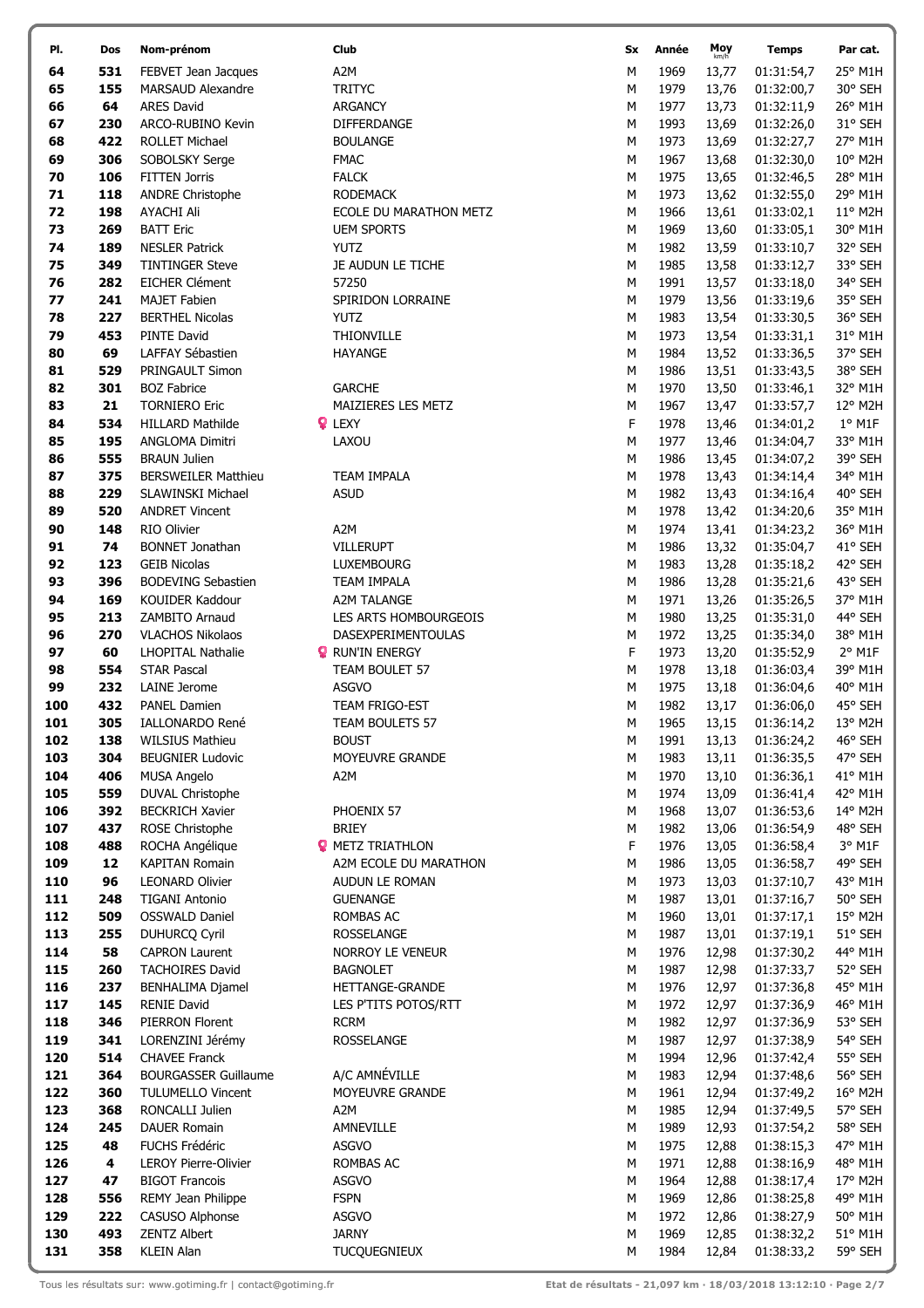| Pl. | Dos | Nom-prénom | Club | Sx | Année | Moy km/h | Temps | Par cat. |
|---|---|---|---|---|---|---|---|---|
| 64 | 531 | FEBVET Jean Jacques | A2M | M | 1969 | 13,77 | 01:31:54,7 | 25° M1H |
| 65 | 155 | MARSAUD Alexandre | TRITYC | M | 1979 | 13,76 | 01:32:00,7 | 30° SEH |
| 66 | 64 | ARES David | ARGANCY | M | 1977 | 13,73 | 01:32:11,9 | 26° M1H |
| 67 | 230 | ARCO-RUBINO Kevin | DIFFERDANGE | M | 1993 | 13,69 | 01:32:26,0 | 31° SEH |
| 68 | 422 | ROLLET Michael | BOULANGE | M | 1973 | 13,69 | 01:32:27,7 | 27° M1H |
| 69 | 306 | SOBOLSKY Serge | FMAC | M | 1967 | 13,68 | 01:32:30,0 | 10° M2H |
| 70 | 106 | FITTEN Jorris | FALCK | M | 1975 | 13,65 | 01:32:46,5 | 28° M1H |
| 71 | 118 | ANDRE Christophe | RODEMACK | M | 1973 | 13,62 | 01:32:55,0 | 29° M1H |
| 72 | 198 | AYACHI Ali | ECOLE DU MARATHON METZ | M | 1966 | 13,61 | 01:33:02,1 | 11° M2H |
| 73 | 269 | BATT Eric | UEM SPORTS | M | 1969 | 13,60 | 01:33:05,1 | 30° M1H |
| 74 | 189 | NESLER Patrick | YUTZ | M | 1982 | 13,59 | 01:33:10,7 | 32° SEH |
| 75 | 349 | TINTINGER Steve | JE AUDUN LE TICHE | M | 1985 | 13,58 | 01:33:12,7 | 33° SEH |
| 76 | 282 | EICHER Clément | 57250 | M | 1991 | 13,57 | 01:33:18,0 | 34° SEH |
| 77 | 241 | MAJET Fabien | SPIRIDON LORRAINE | M | 1979 | 13,56 | 01:33:19,6 | 35° SEH |
| 78 | 227 | BERTHEL Nicolas | YUTZ | M | 1983 | 13,54 | 01:33:30,5 | 36° SEH |
| 79 | 453 | PINTE David | THIONVILLE | M | 1973 | 13,54 | 01:33:31,1 | 31° M1H |
| 80 | 69 | LAFFAY Sébastien | HAYANGE | M | 1984 | 13,52 | 01:33:36,5 | 37° SEH |
| 81 | 529 | PRINGAULT Simon | | M | 1986 | 13,51 | 01:33:43,5 | 38° SEH |
| 82 | 301 | BOZ Fabrice | GARCHE | M | 1970 | 13,50 | 01:33:46,1 | 32° M1H |
| 83 | 21 | TORNIERO Eric | MAIZIERES LES METZ | M | 1967 | 13,47 | 01:33:57,7 | 12° M2H |
| 84 | 534 | HILLARD Mathilde | LEXY | F | 1978 | 13,46 | 01:34:01,2 | 1° M1F |
| 85 | 195 | ANGLOMA Dimitri | LAXOU | M | 1977 | 13,46 | 01:34:04,7 | 33° M1H |
| 86 | 555 | BRAUN Julien | | M | 1986 | 13,45 | 01:34:07,2 | 39° SEH |
| 87 | 375 | BERSWEILER Matthieu | TEAM IMPALA | M | 1978 | 13,43 | 01:34:14,4 | 34° M1H |
| 88 | 229 | SLAWINSKI Michael | ASUD | M | 1982 | 13,43 | 01:34:16,4 | 40° SEH |
| 89 | 520 | ANDRET Vincent | | M | 1978 | 13,42 | 01:34:20,6 | 35° M1H |
| 90 | 148 | RIO Olivier | A2M | M | 1974 | 13,41 | 01:34:23,2 | 36° M1H |
| 91 | 74 | BONNET Jonathan | VILLERUPT | M | 1986 | 13,32 | 01:35:04,7 | 41° SEH |
| 92 | 123 | GEIB Nicolas | LUXEMBOURG | M | 1983 | 13,28 | 01:35:18,2 | 42° SEH |
| 93 | 396 | BODEVING Sebastien | TEAM IMPALA | M | 1986 | 13,28 | 01:35:21,6 | 43° SEH |
| 94 | 169 | KOUIDER Kaddour | A2M TALANGE | M | 1971 | 13,26 | 01:35:26,5 | 37° M1H |
| 95 | 213 | ZAMBITO Arnaud | LES ARTS HOMBOURGEOIS | M | 1980 | 13,25 | 01:35:31,0 | 44° SEH |
| 96 | 270 | VLACHOS Nikolaos | DASEXPERIMENTOULAS | M | 1972 | 13,25 | 01:35:34,0 | 38° M1H |
| 97 | 60 | LHOPITAL Nathalie | RUN'IN ENERGY | F | 1973 | 13,20 | 01:35:52,9 | 2° M1F |
| 98 | 554 | STAR Pascal | TEAM BOULET 57 | M | 1978 | 13,18 | 01:36:03,4 | 39° M1H |
| 99 | 232 | LAINE Jerome | ASGVO | M | 1975 | 13,18 | 01:36:04,6 | 40° M1H |
| 100 | 432 | PANEL Damien | TEAM FRIGO-EST | M | 1982 | 13,17 | 01:36:06,0 | 45° SEH |
| 101 | 305 | IALLONARDO René | TEAM BOULETS 57 | M | 1965 | 13,15 | 01:36:14,2 | 13° M2H |
| 102 | 138 | WILSIUS Mathieu | BOUST | M | 1991 | 13,13 | 01:36:24,2 | 46° SEH |
| 103 | 304 | BEUGNIER Ludovic | MOYEUVRE GRANDE | M | 1983 | 13,11 | 01:36:35,5 | 47° SEH |
| 104 | 406 | MUSA Angelo | A2M | M | 1970 | 13,10 | 01:36:36,1 | 41° M1H |
| 105 | 559 | DUVAL Christophe | | M | 1974 | 13,09 | 01:36:41,4 | 42° M1H |
| 106 | 392 | BECKRICH Xavier | PHOENIX 57 | M | 1968 | 13,07 | 01:36:53,6 | 14° M2H |
| 107 | 437 | ROSE Christophe | BRIEY | M | 1982 | 13,06 | 01:36:54,9 | 48° SEH |
| 108 | 488 | ROCHA Angélique | METZ TRIATHLON | F | 1976 | 13,05 | 01:36:58,4 | 3° M1F |
| 109 | 12 | KAPITAN Romain | A2M ECOLE DU MARATHON | M | 1986 | 13,05 | 01:36:58,7 | 49° SEH |
| 110 | 96 | LEONARD Olivier | AUDUN LE ROMAN | M | 1973 | 13,03 | 01:37:10,7 | 43° M1H |
| 111 | 248 | TIGANI Antonio | GUENANGE | M | 1987 | 13,01 | 01:37:16,7 | 50° SEH |
| 112 | 509 | OSSWALD Daniel | ROMBAS AC | M | 1960 | 13,01 | 01:37:17,1 | 15° M2H |
| 113 | 255 | DUHURCQ Cyril | ROSSELANGE | M | 1987 | 13,01 | 01:37:19,1 | 51° SEH |
| 114 | 58 | CAPRON Laurent | NORROY LE VENEUR | M | 1976 | 12,98 | 01:37:30,2 | 44° M1H |
| 115 | 260 | TACHOIRES David | BAGNOLET | M | 1987 | 12,98 | 01:37:33,7 | 52° SEH |
| 116 | 237 | BENHALIMA Djamel | HETTANGE-GRANDE | M | 1976 | 12,97 | 01:37:36,8 | 45° M1H |
| 117 | 145 | RENIE David | LES P'TITS POTOS/RTT | M | 1972 | 12,97 | 01:37:36,9 | 46° M1H |
| 118 | 346 | PIERRON Florent | RCRM | M | 1982 | 12,97 | 01:37:36,9 | 53° SEH |
| 119 | 341 | LORENZINI Jérémy | ROSSELANGE | M | 1987 | 12,97 | 01:37:38,9 | 54° SEH |
| 120 | 514 | CHAVEE Franck | | M | 1994 | 12,96 | 01:37:42,4 | 55° SEH |
| 121 | 364 | BOURGASSER Guillaume | A/C AMNÉVILLE | M | 1983 | 12,94 | 01:37:48,6 | 56° SEH |
| 122 | 360 | TULUMELLO Vincent | MOYEUVRE GRANDE | M | 1961 | 12,94 | 01:37:49,2 | 16° M2H |
| 123 | 368 | RONCALLI Julien | A2M | M | 1985 | 12,94 | 01:37:49,5 | 57° SEH |
| 124 | 245 | DAUER Romain | AMNEVILLE | M | 1989 | 12,93 | 01:37:54,2 | 58° SEH |
| 125 | 48 | FUCHS Frédéric | ASGVO | M | 1975 | 12,88 | 01:38:15,3 | 47° M1H |
| 126 | 4 | LEROY Pierre-Olivier | ROMBAS AC | M | 1971 | 12,88 | 01:38:16,9 | 48° M1H |
| 127 | 47 | BIGOT Francois | ASGVO | M | 1964 | 12,88 | 01:38:17,4 | 17° M2H |
| 128 | 556 | REMY Jean Philippe | FSPN | M | 1969 | 12,86 | 01:38:25,8 | 49° M1H |
| 129 | 222 | CASUSO Alphonse | ASGVO | M | 1972 | 12,86 | 01:38:27,9 | 50° M1H |
| 130 | 493 | ZENTZ Albert | JARNY | M | 1969 | 12,85 | 01:38:32,2 | 51° M1H |
| 131 | 358 | KLEIN Alan | TUCQUEGNIEUX | M | 1984 | 12,84 | 01:38:33,2 | 59° SEH |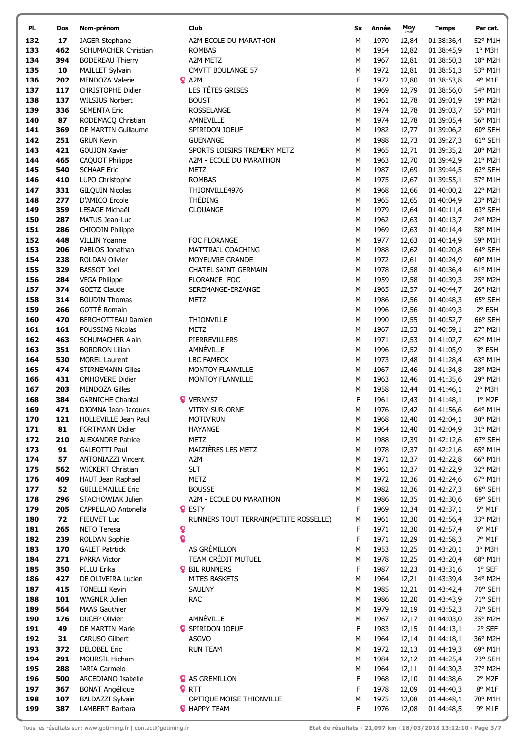| Pl. | Dos | Nom-prénom | Club | Sx | Année | Moy km/h | Temps | Par cat. |
|---|---|---|---|---|---|---|---|---|
| 132 | 17 | JAGER Stephane | A2M ECOLE DU MARATHON | M | 1970 | 12,84 | 01:38:36,4 | 52° M1H |
| 133 | 462 | SCHUMACHER Christian | ROMBAS | M | 1954 | 12,82 | 01:38:45,9 | 1° M3H |
| 134 | 394 | BODEREAU Thierry | A2M METZ | M | 1967 | 12,81 | 01:38:50,3 | 18° M2H |
| 135 | 10 | MAILLET Sylvain | CMVTT BOULANGE 57 | M | 1972 | 12,81 | 01:38:51,3 | 53° M1H |
| 136 | 202 | MENDOZA Valerie | A2M | F | 1972 | 12,80 | 01:38:53,8 | 4° M1F |
| 137 | 117 | CHRISTOPHE Didier | LES TÊTES GRISES | M | 1969 | 12,79 | 01:38:56,0 | 54° M1H |
| 138 | 137 | WILSIUS Norbert | BOUST | M | 1961 | 12,78 | 01:39:01,9 | 19° M2H |
| 139 | 336 | SEMENTA Eric | ROSSELANGE | M | 1974 | 12,78 | 01:39:03,7 | 55° M1H |
| 140 | 87 | RODEMACQ Christian | AMNEVILLE | M | 1974 | 12,78 | 01:39:05,4 | 56° M1H |
| 141 | 369 | DE MARTIN Guillaume | SPIRIDON JOEUF | M | 1982 | 12,77 | 01:39:06,2 | 60° SEH |
| 142 | 251 | GRUN Kevin | GUENANGE | M | 1988 | 12,73 | 01:39:27,3 | 61° SEH |
| 143 | 421 | GOUJON Xavier | SPORTS LOISIRS TREMERY METZ | M | 1965 | 12,71 | 01:39:35,2 | 20° M2H |
| 144 | 465 | CAQUOT Philippe | A2M - ECOLE DU MARATHON | M | 1963 | 12,70 | 01:39:42,9 | 21° M2H |
| 145 | 540 | SCHAAF Eric | METZ | M | 1987 | 12,69 | 01:39:44,5 | 62° SEH |
| 146 | 410 | LUPO Christophe | ROMBAS | M | 1975 | 12,67 | 01:39:55,1 | 57° M1H |
| 147 | 331 | GILQUIN Nicolas | THIONVILLE4976 | M | 1968 | 12,66 | 01:40:00,2 | 22° M2H |
| 148 | 277 | D'AMICO Ercole | THÉDING | M | 1965 | 12,65 | 01:40:04,9 | 23° M2H |
| 149 | 359 | LESAGE Michaël | CLOUANGE | M | 1979 | 12,64 | 01:40:11,4 | 63° SEH |
| 150 | 287 | MATUS Jean-Luc | | M | 1962 | 12,63 | 01:40:13,7 | 24° M2H |
| 151 | 286 | CHIODIN Philippe | | M | 1969 | 12,63 | 01:40:14,4 | 58° M1H |
| 152 | 448 | VILLIN Yoanne | FOC FLORANGE | M | 1977 | 12,63 | 01:40:14,9 | 59° M1H |
| 153 | 206 | PABLOS Jonathan | MAT'TRAIL COACHING | M | 1988 | 12,62 | 01:40:20,8 | 64° SEH |
| 154 | 238 | ROLDAN Olivier | MOYEUVRE GRANDE | M | 1972 | 12,61 | 01:40:24,9 | 60° M1H |
| 155 | 329 | BASSOT Joel | CHATEL SAINT GERMAIN | M | 1978 | 12,58 | 01:40:36,4 | 61° M1H |
| 156 | 284 | VEGA Philippe | FLORANGE FOC | M | 1959 | 12,58 | 01:40:39,3 | 25° M2H |
| 157 | 374 | GOETZ Claude | SEREMANGE-ERZANGE | M | 1965 | 12,57 | 01:40:44,7 | 26° M2H |
| 158 | 314 | BOUDIN Thomas | METZ | M | 1986 | 12,56 | 01:40:48,3 | 65° SEH |
| 159 | 266 | GOTTÉ Romain | | M | 1996 | 12,56 | 01:40:49,3 | 2° ESH |
| 160 | 470 | BERCHOTTEAU Damien | THIONVILLE | M | 1990 | 12,55 | 01:40:52,7 | 66° SEH |
| 161 | 161 | POUSSING Nicolas | METZ | M | 1967 | 12,53 | 01:40:59,1 | 27° M2H |
| 162 | 463 | SCHUMACHER Alain | PIERREVILLERS | M | 1971 | 12,53 | 01:41:02,7 | 62° M1H |
| 163 | 351 | BORDRON Lilian | AMNÉVILLE | M | 1996 | 12,52 | 01:41:05,9 | 3° ESH |
| 164 | 530 | MOREL Laurent | LBC FAMECK | M | 1973 | 12,48 | 01:41:28,4 | 63° M1H |
| 165 | 474 | STIRNEMANN Gilles | MONTOY FLANVILLE | M | 1967 | 12,46 | 01:41:34,8 | 28° M2H |
| 166 | 431 | OMHOVERE Didier | MONTOY FLANVILLE | M | 1963 | 12,46 | 01:41:35,6 | 29° M2H |
| 167 | 203 | MENDOZA Gilles | | M | 1958 | 12,44 | 01:41:46,1 | 2° M3H |
| 168 | 384 | GARNICHE Chantal | VERNY57 | F | 1961 | 12,43 | 01:41:48,1 | 1° M2F |
| 169 | 471 | DJOMNA Jean-Jacques | VITRY-SUR-ORNE | M | 1976 | 12,42 | 01:41:56,6 | 64° M1H |
| 170 | 121 | HOLLEVILLE Jean Paul | MOTIV'RUN | M | 1968 | 12,40 | 01:42:04,1 | 30° M2H |
| 171 | 81 | FORTMANN Didier | HAYANGE | M | 1964 | 12,40 | 01:42:04,9 | 31° M2H |
| 172 | 210 | ALEXANDRE Patrice | METZ | M | 1988 | 12,39 | 01:42:12,6 | 67° SEH |
| 173 | 91 | GALEOTTI Paul | MAIZIÈRES LES METZ | M | 1978 | 12,37 | 01:42:21,6 | 65° M1H |
| 174 | 57 | ANTONIAZZI Vincent | A2M | M | 1971 | 12,37 | 01:42:22,8 | 66° M1H |
| 175 | 562 | WICKERT Christian | SLT | M | 1961 | 12,37 | 01:42:22,9 | 32° M2H |
| 176 | 409 | HAUT Jean Raphael | METZ | M | 1972 | 12,36 | 01:42:24,6 | 67° M1H |
| 177 | 52 | GUILLEMAILLE Eric | BOUSSE | M | 1982 | 12,36 | 01:42:27,3 | 68° SEH |
| 178 | 296 | STACHOWIAK Julien | A2M - ECOLE DU MARATHON | M | 1986 | 12,35 | 01:42:30,6 | 69° SEH |
| 179 | 205 | CAPPELLAO Antonella | ESTY | F | 1969 | 12,34 | 01:42:37,1 | 5° M1F |
| 180 | 72 | FIEUVET Luc | RUNNERS TOUT TERRAIN(PETITE ROSSELLE) | M | 1961 | 12,30 | 01:42:56,4 | 33° M2H |
| 181 | 265 | NETO Teresa | | F | 1971 | 12,30 | 01:42:57,4 | 6° M1F |
| 182 | 239 | ROLDAN Sophie | | F | 1971 | 12,29 | 01:42:58,3 | 7° M1F |
| 183 | 170 | GALET Pattrick | AS GRÉMILLON | M | 1953 | 12,25 | 01:43:20,1 | 3° M3H |
| 184 | 271 | PARRA Victor | TEAM CRÉDIT MUTUEL | M | 1978 | 12,25 | 01:43:20,4 | 68° M1H |
| 185 | 350 | PILLU Erika | BIL RUNNERS | F | 1987 | 12,23 | 01:43:31,6 | 1° SEF |
| 186 | 427 | DE OLIVEIRA Lucien | M'TES BASKETS | M | 1964 | 12,21 | 01:43:39,4 | 34° M2H |
| 187 | 415 | TONELLI Kevin | SAULNY | M | 1985 | 12,21 | 01:43:42,4 | 70° SEH |
| 188 | 101 | WAGNER Julien | RAC | M | 1986 | 12,20 | 01:43:43,9 | 71° SEH |
| 189 | 564 | MAAS Gauthier | | M | 1979 | 12,19 | 01:43:52,3 | 72° SEH |
| 190 | 176 | DUCEP Olivier | AMNÉVILLE | M | 1967 | 12,17 | 01:44:03,0 | 35° M2H |
| 191 | 49 | DE MARTIN Marie | SPIRIDON JOEUF | F | 1983 | 12,15 | 01:44:13,1 | 2° SEF |
| 192 | 31 | CARUSO Gilbert | ASGVO | M | 1964 | 12,14 | 01:44:18,1 | 36° M2H |
| 193 | 372 | DELOBEL Eric | RUN TEAM | M | 1972 | 12,13 | 01:44:19,3 | 69° M1H |
| 194 | 291 | MOURSIL Hicham | | M | 1984 | 12,12 | 01:44:25,4 | 73° SEH |
| 195 | 288 | IARIA Carmelo | | M | 1964 | 12,11 | 01:44:30,3 | 37° M2H |
| 196 | 500 | ARCEDIANO Isabelle | AS GREMILLON | F | 1968 | 12,10 | 01:44:38,6 | 2° M2F |
| 197 | 367 | BONAT Angélique | RTT | F | 1978 | 12,09 | 01:44:40,3 | 8° M1F |
| 198 | 107 | BALDAZZI Sylvain | OPTIQUE MOISE THIONVILLE | M | 1975 | 12,08 | 01:44:48,1 | 70° M1H |
| 199 | 387 | LAMBERT Barbara | HAPPY TEAM | F | 1976 | 12,08 | 01:44:48,5 | 9° M1F |

Tous les résultats sur: www.gotiming.fr | contact@gotiming.fr

Etat de résultats - 21,097 km · 18/03/2018 13:12:10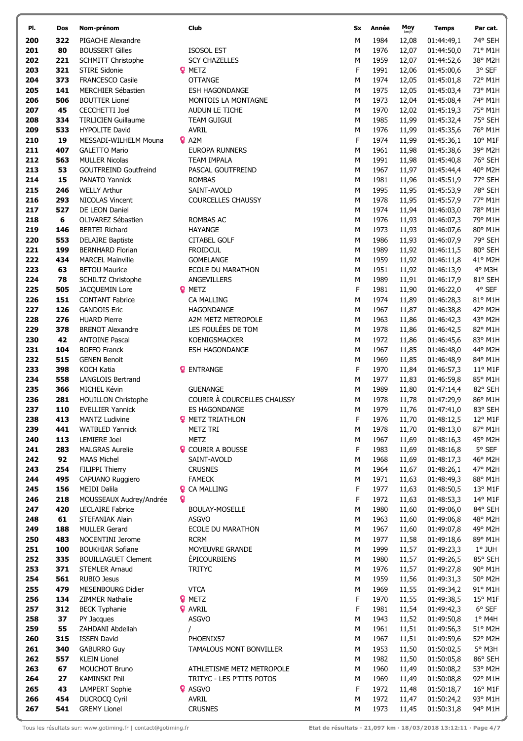| Pl. | Dos | Nom-prénom | Club | Sx | Année | Moy km/h | Temps | Par cat. |
|---|---|---|---|---|---|---|---|---|
| 200 | 322 | PIGACHE Alexandre | | M | 1984 | 12,08 | 01:44:49,1 | 74° SEH |
| 201 | 80 | BOUSSERT Gilles | ISOSOL EST | M | 1976 | 12,07 | 01:44:50,0 | 71° M1H |
| 202 | 221 | SCHMITT Christophe | SCY CHAZELLES | M | 1959 | 12,07 | 01:44:52,6 | 38° M2H |
| 203 | 321 | STIRE Sidonie | METZ | F | 1991 | 12,06 | 01:45:00,6 | 3° SEF |
| 204 | 373 | FRANCESCO Casile | OTTANGE | M | 1974 | 12,05 | 01:45:01,8 | 72° M1H |
| 205 | 141 | MERCHIER Sébastien | ESH HAGONDANGE | M | 1975 | 12,05 | 01:45:03,4 | 73° M1H |
| 206 | 506 | BOUTTER Lionel | MONTOIS LA MONTAGNE | M | 1973 | 12,04 | 01:45:08,4 | 74° M1H |
| 207 | 45 | CECCHETTI Joel | AUDUN LE TICHE | M | 1970 | 12,02 | 01:45:19,3 | 75° M1H |
| 208 | 334 | TIRLICIEN Guillaume | TEAM GUIGUI | M | 1985 | 11,99 | 01:45:32,4 | 75° SEH |
| 209 | 533 | HYPOLITE David | AVRIL | M | 1976 | 11,99 | 01:45:35,6 | 76° M1H |
| 210 | 19 | MESSADI-WILHELM Mouna | A2M | F | 1974 | 11,99 | 01:45:36,1 | 10° M1F |
| 211 | 407 | GALETTO Mario | EUROPA RUNNERS | M | 1961 | 11,98 | 01:45:38,6 | 39° M2H |
| 212 | 563 | MULLER Nicolas | TEAM IMPALA | M | 1991 | 11,98 | 01:45:40,8 | 76° SEH |
| 213 | 53 | GOUTFREIND Goutfreind | PASCAL GOUTFREIND | M | 1967 | 11,97 | 01:45:44,4 | 40° M2H |
| 214 | 15 | PANATO Yannick | ROMBAS | M | 1981 | 11,96 | 01:45:51,9 | 77° SEH |
| 215 | 246 | WELLY Arthur | SAINT-AVOLD | M | 1995 | 11,95 | 01:45:53,9 | 78° SEH |
| 216 | 293 | NICOLAS Vincent | COURCELLES CHAUSSY | M | 1978 | 11,95 | 01:45:57,9 | 77° M1H |
| 217 | 527 | DE LEON Daniel | | M | 1974 | 11,94 | 01:46:03,0 | 78° M1H |
| 218 | 6 | OLIVAREZ Sébastien | ROMBAS AC | M | 1976 | 11,93 | 01:46:07,3 | 79° M1H |
| 219 | 146 | BERTEI Richard | HAYANGE | M | 1973 | 11,93 | 01:46:07,6 | 80° M1H |
| 220 | 553 | DELAIRE Baptiste | CITABEL GOLF | M | 1986 | 11,93 | 01:46:07,9 | 79° SEH |
| 221 | 199 | BERNHARD Florian | FROIDCUL | M | 1989 | 11,92 | 01:46:11,5 | 80° SEH |
| 222 | 434 | MARCEL Mainville | GOMELANGE | M | 1959 | 11,92 | 01:46:11,8 | 41° M2H |
| 223 | 63 | BETOU Maurice | ECOLE DU MARATHON | M | 1951 | 11,92 | 01:46:13,9 | 4° M3H |
| 224 | 78 | SCHILTZ Christophe | ANGEVILLERS | M | 1989 | 11,91 | 01:46:17,9 | 81° SEH |
| 225 | 505 | JACQUEMIN Lore | METZ | F | 1981 | 11,90 | 01:46:22,0 | 4° SEF |
| 226 | 151 | CONTANT Fabrice | CA MALLING | M | 1974 | 11,89 | 01:46:28,3 | 81° M1H |
| 227 | 126 | GANDOIS Eric | HAGONDANGE | M | 1967 | 11,87 | 01:46:38,8 | 42° M2H |
| 228 | 276 | HUARD Pierre | A2M METZ METROPOLE | M | 1963 | 11,86 | 01:46:42,3 | 43° M2H |
| 229 | 378 | BRENOT Alexandre | LES FOULÉES DE TOM | M | 1978 | 11,86 | 01:46:42,5 | 82° M1H |
| 230 | 42 | ANTOINE Pascal | KOENIGSMACKER | M | 1972 | 11,86 | 01:46:45,6 | 83° M1H |
| 231 | 104 | BOFFO Franck | ESH HAGONDANGE | M | 1967 | 11,85 | 01:46:48,0 | 44° M2H |
| 232 | 515 | GENEN Benoit | | M | 1969 | 11,85 | 01:46:48,9 | 84° M1H |
| 233 | 398 | KOCH Katia | ENTRANGE | F | 1970 | 11,84 | 01:46:57,3 | 11° M1F |
| 234 | 558 | LANGLOIS Bertrand | | M | 1977 | 11,83 | 01:46:59,8 | 85° M1H |
| 235 | 366 | MICHEL Kévin | GUENANGE | M | 1989 | 11,80 | 01:47:14,4 | 82° SEH |
| 236 | 281 | HOUILLON Christophe | COURIR À COURCELLES CHAUSSY | M | 1978 | 11,78 | 01:47:29,9 | 86° M1H |
| 237 | 110 | EVELLIER Yannick | ES HAGONDANGE | M | 1979 | 11,76 | 01:47:41,0 | 83° SEH |
| 238 | 413 | MANTZ Ludivine | METZ TRIATHLON | F | 1976 | 11,70 | 01:48:12,5 | 12° M1F |
| 239 | 441 | WATBLED Yannick | METZ TRI | M | 1978 | 11,70 | 01:48:13,0 | 87° M1H |
| 240 | 113 | LEMIERE Joel | METZ | M | 1967 | 11,69 | 01:48:16,3 | 45° M2H |
| 241 | 283 | MALGRAS Aurelie | COURIR A BOUSSE | F | 1983 | 11,69 | 01:48:16,8 | 5° SEF |
| 242 | 92 | MAAS Michel | SAINT-AVOLD | M | 1968 | 11,69 | 01:48:17,3 | 46° M2H |
| 243 | 254 | FILIPPI Thierry | CRUSNES | M | 1964 | 11,67 | 01:48:26,1 | 47° M2H |
| 244 | 495 | CAPUANO Ruggiero | FAMECK | M | 1971 | 11,63 | 01:48:49,3 | 88° M1H |
| 245 | 156 | MEIDI Dalila | CA MALLING | F | 1977 | 11,63 | 01:48:50,5 | 13° M1F |
| 246 | 218 | MOUSSEAUX Audrey/Andrée | | F | 1972 | 11,63 | 01:48:53,3 | 14° M1F |
| 247 | 420 | LECLAIRE Fabrice | BOULAY-MOSELLE | M | 1980 | 11,60 | 01:49:06,0 | 84° SEH |
| 248 | 61 | STEFANIAK Alain | ASGVO | M | 1963 | 11,60 | 01:49:06,8 | 48° M2H |
| 249 | 188 | MULLER Gerard | ECOLE DU MARATHON | M | 1967 | 11,60 | 01:49:07,8 | 49° M2H |
| 250 | 483 | NOCENTINI Jerome | RCRM | M | 1977 | 11,58 | 01:49:18,6 | 89° M1H |
| 251 | 100 | BOUKHIAR Sofiane | MOYEUVRE GRANDE | M | 1999 | 11,57 | 01:49:23,3 | 1° JUH |
| 252 | 335 | BOUILLAGUET Clement | ÉPICOURBIENS | M | 1980 | 11,57 | 01:49:26,5 | 85° SEH |
| 253 | 371 | STEMLER Arnaud | TRITYC | M | 1976 | 11,57 | 01:49:27,8 | 90° M1H |
| 254 | 561 | RUBIO Jesus | | M | 1959 | 11,56 | 01:49:31,3 | 50° M2H |
| 255 | 479 | MESENBOURG Didier | VTCA | M | 1969 | 11,55 | 01:49:34,2 | 91° M1H |
| 256 | 134 | ZIMMER Nathalie | METZ | F | 1970 | 11,55 | 01:49:38,5 | 15° M1F |
| 257 | 312 | BECK Typhanie | AVRIL | F | 1981 | 11,54 | 01:49:42,3 | 6° SEF |
| 258 | 37 | PY Jacques | ASGVO | M | 1943 | 11,52 | 01:49:50,8 | 1° M4H |
| 259 | 55 | ZAHDANI Abdellah | / | M | 1961 | 11,51 | 01:49:56,3 | 51° M2H |
| 260 | 315 | ISSEN David | PHOENIX57 | M | 1967 | 11,51 | 01:49:59,6 | 52° M2H |
| 261 | 340 | GABURRO Guy | TAMALOUS MONT BONVILLER | M | 1953 | 11,50 | 01:50:02,5 | 5° M3H |
| 262 | 557 | KLEIN Lionel | | M | 1982 | 11,50 | 01:50:05,8 | 86° SEH |
| 263 | 67 | MOUCHOT Bruno | ATHLETISME METZ METROPOLE | M | 1960 | 11,49 | 01:50:08,2 | 53° M2H |
| 264 | 27 | KAMINSKI Phil | TRITYC - LES P'TITS POTOS | M | 1969 | 11,49 | 01:50:08,8 | 92° M1H |
| 265 | 43 | LAMPERT Sophie | ASGVO | F | 1972 | 11,48 | 01:50:18,7 | 16° M1F |
| 266 | 454 | DUCROCQ Cyril | AVRIL | M | 1972 | 11,47 | 01:50:24,2 | 93° M1H |
| 267 | 541 | GREMY Lionel | CRUSNES | M | 1973 | 11,45 | 01:50:31,8 | 94° M1H |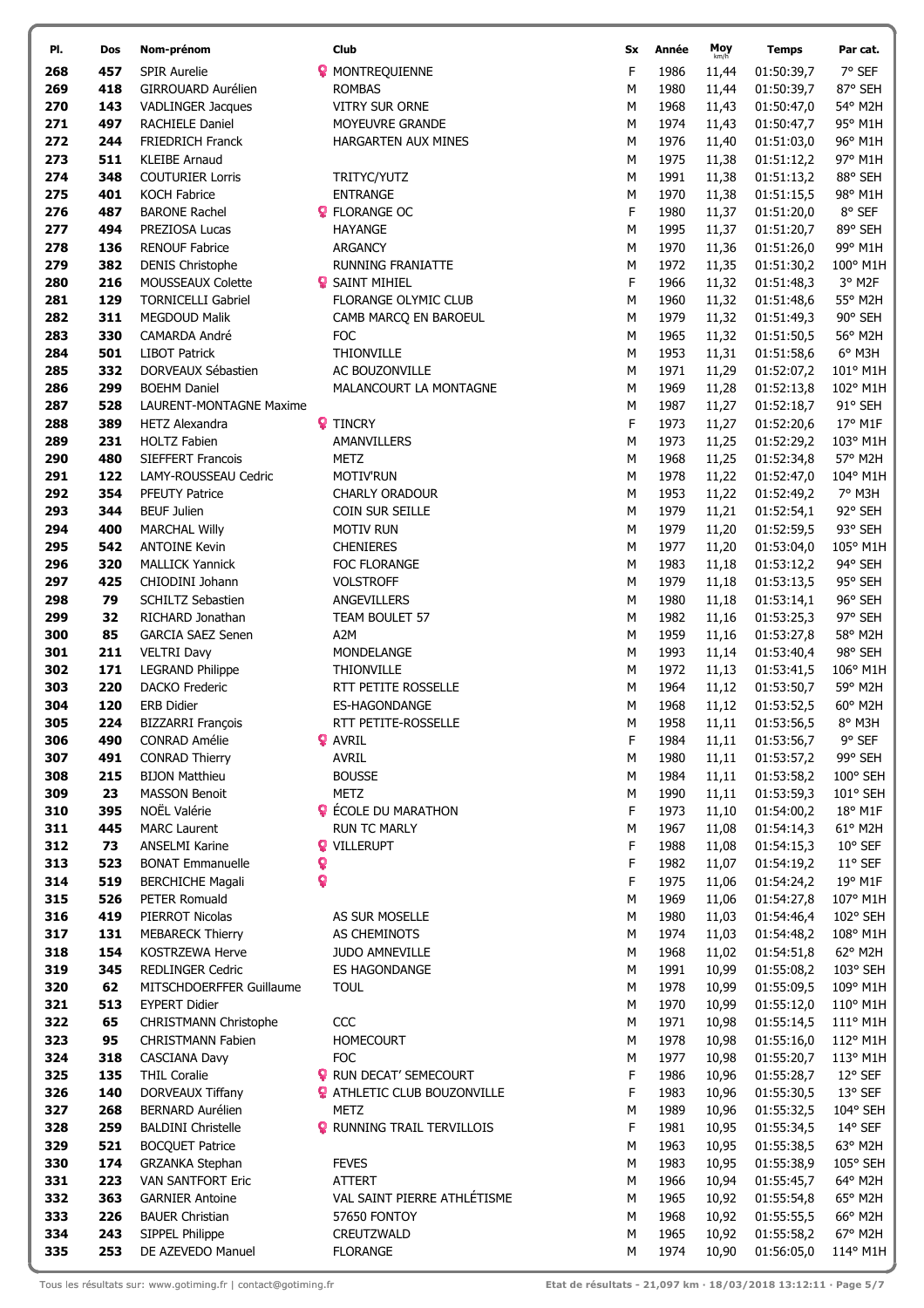| Pl. | Dos | Nom-prénom | Club | Sx | Année | Moy km/h | Temps | Par cat. |
|---|---|---|---|---|---|---|---|---|
| 268 | 457 | SPIR Aurelie | MONTREQUIENNE | F | 1986 | 11,44 | 01:50:39,7 | 7° SEF |
| 269 | 418 | GIRROUARD Aurélien | ROMBAS | M | 1980 | 11,44 | 01:50:39,7 | 87° SEH |
| 270 | 143 | VADLINGER Jacques | VITRY SUR ORNE | M | 1968 | 11,43 | 01:50:47,0 | 54° M2H |
| 271 | 497 | RACHIELE Daniel | MOYEUVRE GRANDE | M | 1974 | 11,43 | 01:50:47,7 | 95° M1H |
| 272 | 244 | FRIEDRICH Franck | HARGARTEN AUX MINES | M | 1976 | 11,40 | 01:51:03,0 | 96° M1H |
| 273 | 511 | KLEIBE Arnaud | | M | 1975 | 11,38 | 01:51:12,2 | 97° M1H |
| 274 | 348 | COUTURIER Lorris | TRITYC/YUTZ | M | 1991 | 11,38 | 01:51:13,2 | 88° SEH |
| 275 | 401 | KOCH Fabrice | ENTRANGE | M | 1970 | 11,38 | 01:51:15,5 | 98° M1H |
| 276 | 487 | BARONE Rachel | FLORANGE OC | F | 1980 | 11,37 | 01:51:20,0 | 8° SEF |
| 277 | 494 | PREZIOSA Lucas | HAYANGE | M | 1995 | 11,37 | 01:51:20,7 | 89° SEH |
| 278 | 136 | RENOUF Fabrice | ARGANCY | M | 1970 | 11,36 | 01:51:26,0 | 99° M1H |
| 279 | 382 | DENIS Christophe | RUNNING FRANIATTE | M | 1972 | 11,35 | 01:51:30,2 | 100° M1H |
| 280 | 216 | MOUSSEAUX Colette | SAINT MIHIEL | F | 1966 | 11,32 | 01:51:48,3 | 3° M2F |
| 281 | 129 | TORNICELLI Gabriel | FLORANGE OLYMIC CLUB | M | 1960 | 11,32 | 01:51:48,6 | 55° M2H |
| 282 | 311 | MEGDOUD Malik | CAMB MARCQ EN BAROEUL | M | 1979 | 11,32 | 01:51:49,3 | 90° SEH |
| 283 | 330 | CAMARDA André | FOC | M | 1965 | 11,32 | 01:51:50,5 | 56° M2H |
| 284 | 501 | LIBOT Patrick | THIONVILLE | M | 1953 | 11,31 | 01:51:58,6 | 6° M3H |
| 285 | 332 | DORVEAUX Sébastien | AC BOUZONVILLE | M | 1971 | 11,29 | 01:52:07,2 | 101° M1H |
| 286 | 299 | BOEHM Daniel | MALANCOURT LA MONTAGNE | M | 1969 | 11,28 | 01:52:13,8 | 102° M1H |
| 287 | 528 | LAURENT-MONTAGNE Maxime | | M | 1987 | 11,27 | 01:52:18,7 | 91° SEH |
| 288 | 389 | HETZ Alexandra | TINCRY | F | 1973 | 11,27 | 01:52:20,6 | 17° M1F |
| 289 | 231 | HOLTZ Fabien | AMANVILLERS | M | 1973 | 11,25 | 01:52:29,2 | 103° M1H |
| 290 | 480 | SIEFFERT Francois | METZ | M | 1968 | 11,25 | 01:52:34,8 | 57° M2H |
| 291 | 122 | LAMY-ROUSSEAU Cedric | MOTIV'RUN | M | 1978 | 11,22 | 01:52:47,0 | 104° M1H |
| 292 | 354 | PFEUTY Patrice | CHARLY ORADOUR | M | 1953 | 11,22 | 01:52:49,2 | 7° M3H |
| 293 | 344 | BEUF Julien | COIN SUR SEILLE | M | 1979 | 11,21 | 01:52:54,1 | 92° SEH |
| 294 | 400 | MARCHAL Willy | MOTIV RUN | M | 1979 | 11,20 | 01:52:59,5 | 93° SEH |
| 295 | 542 | ANTOINE Kevin | CHENIERES | M | 1977 | 11,20 | 01:53:04,0 | 105° M1H |
| 296 | 320 | MALLICK Yannick | FOC FLORANGE | M | 1983 | 11,18 | 01:53:12,2 | 94° SEH |
| 297 | 425 | CHIODINI Johann | VOLSTROFF | M | 1979 | 11,18 | 01:53:13,5 | 95° SEH |
| 298 | 79 | SCHILTZ Sebastien | ANGEVILLERS | M | 1980 | 11,18 | 01:53:14,1 | 96° SEH |
| 299 | 32 | RICHARD Jonathan | TEAM BOULET 57 | M | 1982 | 11,16 | 01:53:25,3 | 97° SEH |
| 300 | 85 | GARCIA SAEZ Senen | A2M | M | 1959 | 11,16 | 01:53:27,8 | 58° M2H |
| 301 | 211 | VELTRI Davy | MONDELANGE | M | 1993 | 11,14 | 01:53:40,4 | 98° SEH |
| 302 | 171 | LEGRAND Philippe | THIONVILLE | M | 1972 | 11,13 | 01:53:41,5 | 106° M1H |
| 303 | 220 | DACKO Frederic | RTT PETITE ROSSELLE | M | 1964 | 11,12 | 01:53:50,7 | 59° M2H |
| 304 | 120 | ERB Didier | ES-HAGONDANGE | M | 1968 | 11,12 | 01:53:52,5 | 60° M2H |
| 305 | 224 | BIZZARRI François | RTT PETITE-ROSSELLE | M | 1958 | 11,11 | 01:53:56,5 | 8° M3H |
| 306 | 490 | CONRAD Amélie | AVRIL | F | 1984 | 11,11 | 01:53:56,7 | 9° SEF |
| 307 | 491 | CONRAD Thierry | AVRIL | M | 1980 | 11,11 | 01:53:57,2 | 99° SEH |
| 308 | 215 | BIJON Matthieu | BOUSSE | M | 1984 | 11,11 | 01:53:58,2 | 100° SEH |
| 309 | 23 | MASSON Benoit | METZ | M | 1990 | 11,11 | 01:53:59,3 | 101° SEH |
| 310 | 395 | NOËL Valérie | ÉCOLE DU MARATHON | F | 1973 | 11,10 | 01:54:00,2 | 18° M1F |
| 311 | 445 | MARC Laurent | RUN TC MARLY | M | 1967 | 11,08 | 01:54:14,3 | 61° M2H |
| 312 | 73 | ANSELMI Karine | VILLERUPT | F | 1988 | 11,08 | 01:54:15,3 | 10° SEF |
| 313 | 523 | BONAT Emmanuelle | | F | 1982 | 11,07 | 01:54:19,2 | 11° SEF |
| 314 | 519 | BERCHICHE Magali | | F | 1975 | 11,06 | 01:54:24,2 | 19° M1F |
| 315 | 526 | PETER Romuald | | M | 1969 | 11,06 | 01:54:27,8 | 107° M1H |
| 316 | 419 | PIERROT Nicolas | AS SUR MOSELLE | M | 1980 | 11,03 | 01:54:46,4 | 102° SEH |
| 317 | 131 | MEBARECK Thierry | AS CHEMINOTS | M | 1974 | 11,03 | 01:54:48,2 | 108° M1H |
| 318 | 154 | KOSTRZEWA Herve | JUDO AMNEVILLE | M | 1968 | 11,02 | 01:54:51,8 | 62° M2H |
| 319 | 345 | REDLINGER Cedric | ES HAGONDANGE | M | 1991 | 10,99 | 01:55:08,2 | 103° SEH |
| 320 | 62 | MITSCHDOERFFER Guillaume | TOUL | M | 1978 | 10,99 | 01:55:09,5 | 109° M1H |
| 321 | 513 | EYPERT Didier | | M | 1970 | 10,99 | 01:55:12,0 | 110° M1H |
| 322 | 65 | CHRISTMANN Christophe | CCC | M | 1971 | 10,98 | 01:55:14,5 | 111° M1H |
| 323 | 95 | CHRISTMANN Fabien | HOMECOURT | M | 1978 | 10,98 | 01:55:16,0 | 112° M1H |
| 324 | 318 | CASCIANA Davy | FOC | M | 1977 | 10,98 | 01:55:20,7 | 113° M1H |
| 325 | 135 | THIL Coralie | RUN DECAT' SEMECOURT | F | 1986 | 10,96 | 01:55:28,7 | 12° SEF |
| 326 | 140 | DORVEAUX Tiffany | ATHLETIC CLUB BOUZONVILLE | F | 1983 | 10,96 | 01:55:30,5 | 13° SEF |
| 327 | 268 | BERNARD Aurélien | METZ | M | 1989 | 10,96 | 01:55:32,5 | 104° SEH |
| 328 | 259 | BALDINI Christelle | RUNNING TRAIL TERVILLOIS | F | 1981 | 10,95 | 01:55:34,5 | 14° SEF |
| 329 | 521 | BOCQUET Patrice | | M | 1963 | 10,95 | 01:55:38,5 | 63° M2H |
| 330 | 174 | GRZANKA Stephan | FEVES | M | 1983 | 10,95 | 01:55:38,9 | 105° SEH |
| 331 | 223 | VAN SANTFORT Eric | ATTERT | M | 1966 | 10,94 | 01:55:45,7 | 64° M2H |
| 332 | 363 | GARNIER Antoine | VAL SAINT PIERRE ATHLÉTISME | M | 1965 | 10,92 | 01:55:54,8 | 65° M2H |
| 333 | 226 | BAUER Christian | 57650 FONTOY | M | 1968 | 10,92 | 01:55:55,5 | 66° M2H |
| 334 | 243 | SIPPEL Philippe | CREUTZWALD | M | 1965 | 10,92 | 01:55:58,2 | 67° M2H |
| 335 | 253 | DE AZEVEDO Manuel | FLORANGE | M | 1974 | 10,90 | 01:56:05,0 | 114° M1H |

Tous les résultats sur: www.gotiming.fr | contact@gotiming.fr

Etat de résultats - 21,097 km · 18/03/2018 13:12:11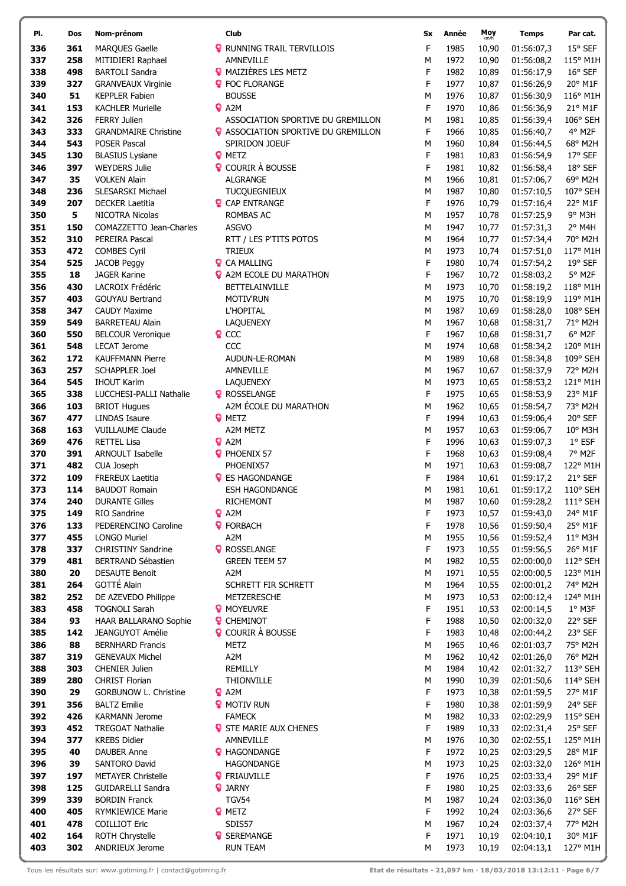| Pl. | Dos | Nom-prénom | Club | Sx | Année | Moy km/h | Temps | Par cat. |
|---|---|---|---|---|---|---|---|---|
| 336 | 361 | MARQUES Gaelle | RUNNING TRAIL TERVILLOIS | F | 1985 | 10,90 | 01:56:07,3 | 15° SEF |
| 337 | 258 | MITIDIERI Raphael | AMNEVILLE | M | 1972 | 10,90 | 01:56:08,2 | 115° M1H |
| 338 | 498 | BARTOLI Sandra | MAIZIÈRES LES METZ | F | 1982 | 10,89 | 01:56:17,9 | 16° SEF |
| 339 | 327 | GRANVEAUX Virginie | FOC FLORANGE | F | 1977 | 10,87 | 01:56:26,9 | 20° M1F |
| 340 | 51 | KEPPLER Fabien | BOUSSE | M | 1976 | 10,87 | 01:56:30,9 | 116° M1H |
| 341 | 153 | KACHLER Murielle | A2M | F | 1970 | 10,86 | 01:56:36,9 | 21° M1F |
| 342 | 326 | FERRY Julien | ASSOCIATION SPORTIVE DU GREMILLON | M | 1981 | 10,85 | 01:56:39,4 | 106° SEH |
| 343 | 333 | GRANDMAIRE Christine | ASSOCIATION SPORTIVE DU GREMILLON | F | 1966 | 10,85 | 01:56:40,7 | 4° M2F |
| 344 | 543 | POSER Pascal | SPIRIDON JOEUF | M | 1960 | 10,84 | 01:56:44,5 | 68° M2H |
| 345 | 130 | BLASIUS Lysiane | METZ | F | 1981 | 10,83 | 01:56:54,9 | 17° SEF |
| 346 | 397 | WEYDERS Julie | COURIR À BOUSSE | F | 1981 | 10,82 | 01:56:58,4 | 18° SEF |
| 347 | 35 | VOLKEN Alain | ALGRANGE | M | 1966 | 10,81 | 01:57:06,7 | 69° M2H |
| 348 | 236 | SLESARSKI Michael | TUCQUEGNIEUX | M | 1987 | 10,80 | 01:57:10,5 | 107° SEH |
| 349 | 207 | DECKER Laetitia | CAP ENTRANGE | F | 1976 | 10,79 | 01:57:16,4 | 22° M1F |
| 350 | 5 | NICOTRA Nicolas | ROMBAS AC | M | 1957 | 10,78 | 01:57:25,9 | 9° M3H |
| 351 | 150 | COMAZZETTO Jean-Charles | ASGVO | M | 1947 | 10,77 | 01:57:31,3 | 2° M4H |
| 352 | 310 | PEREIRA Pascal | RTT / LES P'TITS POTOS | M | 1964 | 10,77 | 01:57:34,4 | 70° M2H |
| 353 | 472 | COMBES Cyril | TRIEUX | M | 1973 | 10,74 | 01:57:51,0 | 117° M1H |
| 354 | 525 | JACOB Peggy | CA MALLING | F | 1980 | 10,74 | 01:57:54,2 | 19° SEF |
| 355 | 18 | JAGER Karine | A2M ECOLE DU MARATHON | F | 1967 | 10,72 | 01:58:03,2 | 5° M2F |
| 356 | 430 | LACROIX Frédéric | BETTELAINVILLE | M | 1973 | 10,70 | 01:58:19,2 | 118° M1H |
| 357 | 403 | GOUYAU Bertrand | MOTIV'RUN | M | 1975 | 10,70 | 01:58:19,9 | 119° M1H |
| 358 | 347 | CAUDY Maxime | L'HOPITAL | M | 1987 | 10,69 | 01:58:28,0 | 108° SEH |
| 359 | 549 | BARRETEAU Alain | LAQUENEXY | M | 1967 | 10,68 | 01:58:31,7 | 71° M2H |
| 360 | 550 | BELCOUR Veronique | CCC | F | 1967 | 10,68 | 01:58:31,7 | 6° M2F |
| 361 | 548 | LECAT Jerome | CCC | M | 1974 | 10,68 | 01:58:34,2 | 120° M1H |
| 362 | 172 | KAUFFMANN Pierre | AUDUN-LE-ROMAN | M | 1989 | 10,68 | 01:58:34,8 | 109° SEH |
| 363 | 257 | SCHAPPLER Joel | AMNEVILLE | M | 1967 | 10,67 | 01:58:37,9 | 72° M2H |
| 364 | 545 | IHOUT Karim | LAQUENEXY | M | 1973 | 10,65 | 01:58:53,2 | 121° M1H |
| 365 | 338 | LUCCHESI-PALLI Nathalie | ROSSELANGE | F | 1975 | 10,65 | 01:58:53,9 | 23° M1F |
| 366 | 103 | BRIOT Hugues | A2M ÉCOLE DU MARATHON | M | 1962 | 10,65 | 01:58:54,7 | 73° M2H |
| 367 | 477 | LINDAS Isaure | METZ | F | 1994 | 10,63 | 01:59:06,4 | 20° SEF |
| 368 | 163 | VUILLAUME Claude | A2M METZ | M | 1957 | 10,63 | 01:59:06,7 | 10° M3H |
| 369 | 476 | RETTEL Lisa | A2M | F | 1996 | 10,63 | 01:59:07,3 | 1° ESF |
| 370 | 391 | ARNOULT Isabelle | PHOENIX 57 | F | 1968 | 10,63 | 01:59:08,4 | 7° M2F |
| 371 | 482 | CUA Joseph | PHOENIX57 | M | 1971 | 10,63 | 01:59:08,7 | 122° M1H |
| 372 | 109 | FREREUX Laetitia | ES HAGONDANGE | F | 1984 | 10,61 | 01:59:17,2 | 21° SEF |
| 373 | 114 | BAUDOT Romain | ESH HAGONDANGE | M | 1981 | 10,61 | 01:59:17,2 | 110° SEH |
| 374 | 240 | DURANTE Gilles | RICHEMONT | M | 1987 | 10,60 | 01:59:28,2 | 111° SEH |
| 375 | 149 | RIO Sandrine | A2M | F | 1973 | 10,57 | 01:59:43,0 | 24° M1F |
| 376 | 133 | PEDERENCINO Caroline | FORBACH | F | 1978 | 10,56 | 01:59:50,4 | 25° M1F |
| 377 | 455 | LONGO Muriel | A2M | M | 1955 | 10,56 | 01:59:52,4 | 11° M3H |
| 378 | 337 | CHRISTINY Sandrine | ROSSELANGE | F | 1973 | 10,55 | 01:59:56,5 | 26° M1F |
| 379 | 481 | BERTRAND Sébastien | GREEN TEEM 57 | M | 1982 | 10,55 | 02:00:00,0 | 112° SEH |
| 380 | 20 | DESAUTE Benoit | A2M | M | 1971 | 10,55 | 02:00:00,5 | 123° M1H |
| 381 | 264 | GOTTÉ Alain | SCHRETT FIR SCHRETT | M | 1964 | 10,55 | 02:00:01,2 | 74° M2H |
| 382 | 252 | DE AZEVEDO Philippe | METZERESCHE | M | 1973 | 10,53 | 02:00:12,4 | 124° M1H |
| 383 | 458 | TOGNOLI Sarah | MOYEUVRE | F | 1951 | 10,53 | 02:00:14,5 | 1° M3F |
| 384 | 93 | HAAR BALLARANO Sophie | CHEMINOT | F | 1988 | 10,50 | 02:00:32,0 | 22° SEF |
| 385 | 142 | JEANGUYOT Amélie | COURIR À BOUSSE | F | 1983 | 10,48 | 02:00:44,2 | 23° SEF |
| 386 | 88 | BERNHARD Francis | METZ | M | 1965 | 10,46 | 02:01:03,7 | 75° M2H |
| 387 | 319 | GENEVAUX Michel | A2M | M | 1962 | 10,42 | 02:01:26,0 | 76° M2H |
| 388 | 303 | CHENIER Julien | REMILLY | M | 1984 | 10,42 | 02:01:32,7 | 113° SEH |
| 389 | 280 | CHRIST Florian | THIONVILLE | M | 1990 | 10,39 | 02:01:50,6 | 114° SEH |
| 390 | 29 | GORBUNOW L. Christine | A2M | F | 1973 | 10,38 | 02:01:59,5 | 27° M1F |
| 391 | 356 | BALTZ Emilie | MOTIV RUN | F | 1980 | 10,38 | 02:01:59,9 | 24° SEF |
| 392 | 426 | KARMANN Jerome | FAMECK | M | 1982 | 10,33 | 02:02:29,9 | 115° SEH |
| 393 | 452 | TREGOAT Nathalie | STE MARIE AUX CHENES | F | 1989 | 10,33 | 02:02:31,4 | 25° SEF |
| 394 | 377 | KREBS Didier | AMNEVILLE | M | 1976 | 10,30 | 02:02:55,1 | 125° M1H |
| 395 | 40 | DAUBER Anne | HAGONDANGE | F | 1972 | 10,25 | 02:03:29,5 | 28° M1F |
| 396 | 39 | SANTORO David | HAGONDANGE | M | 1973 | 10,25 | 02:03:32,0 | 126° M1H |
| 397 | 197 | METAYER Christelle | FRIAUVILLE | F | 1976 | 10,25 | 02:03:33,4 | 29° M1F |
| 398 | 125 | GUIDARELLI Sandra | JARNY | F | 1980 | 10,25 | 02:03:33,6 | 26° SEF |
| 399 | 339 | BORDIN Franck | TGV54 | M | 1987 | 10,24 | 02:03:36,0 | 116° SEH |
| 400 | 405 | RYMKIEWICE Marie | METZ | F | 1992 | 10,24 | 02:03:36,6 | 27° SEF |
| 401 | 478 | COILLIOT Eric | SDIS57 | M | 1967 | 10,24 | 02:03:37,4 | 77° M2H |
| 402 | 164 | ROTH Chrystelle | SEREMANGE | F | 1971 | 10,19 | 02:04:10,1 | 30° M1F |
| 403 | 302 | ANDRIEUX Jerome | RUN TEAM | M | 1973 | 10,19 | 02:04:13,1 | 127° M1H |

Tous les résultats sur: www.gotiming.fr | contact@gotiming.fr

Etat de résultats - 21,097 km · 18/03/2018 13:12:11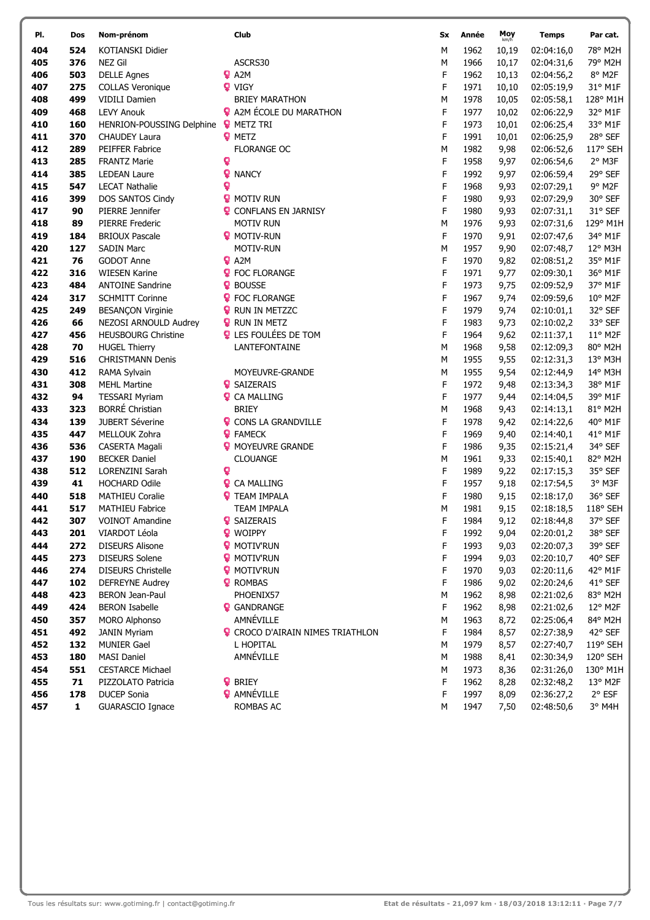| Pl. | Dos | Nom-prénom | Club | Sx | Année | Moy km/h | Temps | Par cat. |
|---|---|---|---|---|---|---|---|---|
| 404 | 524 | KOTIANSKI Didier | | M | 1962 | 10,19 | 02:04:16,0 | 78° M2H |
| 405 | 376 | NEZ Gil | ASCRS30 | M | 1966 | 10,17 | 02:04:31,6 | 79° M2H |
| 406 | 503 | DELLE Agnes | A2M | F | 1962 | 10,13 | 02:04:56,2 | 8° M2F |
| 407 | 275 | COLLAS Veronique | VIGY | F | 1971 | 10,10 | 02:05:19,9 | 31° M1F |
| 408 | 499 | VIDILI Damien | BRIEY MARATHON | M | 1978 | 10,05 | 02:05:58,1 | 128° M1H |
| 409 | 468 | LEVY Anouk | A2M ÉCOLE DU MARATHON | F | 1977 | 10,02 | 02:06:22,9 | 32° M1F |
| 410 | 160 | HENRION-POUSSING Delphine | METZ TRI | F | 1973 | 10,01 | 02:06:25,4 | 33° M1F |
| 411 | 370 | CHAUDEY Laura | METZ | F | 1991 | 10,01 | 02:06:25,9 | 28° SEF |
| 412 | 289 | PEIFFER Fabrice | FLORANGE OC | M | 1982 | 9,98 | 02:06:52,6 | 117° SEH |
| 413 | 285 | FRANTZ Marie | | F | 1958 | 9,97 | 02:06:54,6 | 2° M3F |
| 414 | 385 | LEDEAN Laure | NANCY | F | 1992 | 9,97 | 02:06:59,4 | 29° SEF |
| 415 | 547 | LECAT Nathalie | | F | 1968 | 9,93 | 02:07:29,1 | 9° M2F |
| 416 | 399 | DOS SANTOS Cindy | MOTIV RUN | F | 1980 | 9,93 | 02:07:29,9 | 30° SEF |
| 417 | 90 | PIERRE Jennifer | CONFLANS EN JARNISY | F | 1980 | 9,93 | 02:07:31,1 | 31° SEF |
| 418 | 89 | PIERRE Frederic | MOTIV RUN | M | 1976 | 9,93 | 02:07:31,6 | 129° M1H |
| 419 | 184 | BRIOUX Pascale | MOTIV-RUN | F | 1970 | 9,91 | 02:07:47,6 | 34° M1F |
| 420 | 127 | SADIN Marc | MOTIV-RUN | M | 1957 | 9,90 | 02:07:48,7 | 12° M3H |
| 421 | 76 | GODOT Anne | A2M | F | 1970 | 9,82 | 02:08:51,2 | 35° M1F |
| 422 | 316 | WIESEN Karine | FOC FLORANGE | F | 1971 | 9,77 | 02:09:30,1 | 36° M1F |
| 423 | 484 | ANTOINE Sandrine | BOUSSE | F | 1973 | 9,75 | 02:09:52,9 | 37° M1F |
| 424 | 317 | SCHMITT Corinne | FOC FLORANGE | F | 1967 | 9,74 | 02:09:59,6 | 10° M2F |
| 425 | 249 | BESANÇON Virginie | RUN IN METZZC | F | 1979 | 9,74 | 02:10:01,1 | 32° SEF |
| 426 | 66 | NEZOSI ARNOULD Audrey | RUN IN METZ | F | 1983 | 9,73 | 02:10:02,2 | 33° SEF |
| 427 | 456 | HEUSBOURG Christine | LES FOULÉES DE TOM | F | 1964 | 9,62 | 02:11:37,1 | 11° M2F |
| 428 | 70 | HUGEL Thierry | LANTEFONTAINE | M | 1968 | 9,58 | 02:12:09,3 | 80° M2H |
| 429 | 516 | CHRISTMANN Denis | | M | 1955 | 9,55 | 02:12:31,3 | 13° M3H |
| 430 | 412 | RAMA Sylvain | MOYEUVRE-GRANDE | M | 1955 | 9,54 | 02:12:44,9 | 14° M3H |
| 431 | 308 | MEHL Martine | SAIZERAIS | F | 1972 | 9,48 | 02:13:34,3 | 38° M1F |
| 432 | 94 | TESSARI Myriam | CA MALLING | F | 1977 | 9,44 | 02:14:04,5 | 39° M1F |
| 433 | 323 | BORRÉ Christian | BRIEY | M | 1968 | 9,43 | 02:14:13,1 | 81° M2H |
| 434 | 139 | JUBERT Séverine | CONS LA GRANDVILLE | F | 1978 | 9,42 | 02:14:22,6 | 40° M1F |
| 435 | 447 | MELLOUK Zohra | FAMECK | F | 1969 | 9,40 | 02:14:40,1 | 41° M1F |
| 436 | 536 | CASERTA Magali | MOYEUVRE GRANDE | F | 1986 | 9,35 | 02:15:21,4 | 34° SEF |
| 437 | 190 | BECKER Daniel | CLOUANGE | M | 1961 | 9,33 | 02:15:40,1 | 82° M2H |
| 438 | 512 | LORENZINI Sarah | | F | 1989 | 9,22 | 02:17:15,3 | 35° SEF |
| 439 | 41 | HOCHARD Odile | CA MALLING | F | 1957 | 9,18 | 02:17:54,5 | 3° M3F |
| 440 | 518 | MATHIEU Coralie | TEAM IMPALA | F | 1980 | 9,15 | 02:18:17,0 | 36° SEF |
| 441 | 517 | MATHIEU Fabrice | TEAM IMPALA | M | 1981 | 9,15 | 02:18:18,5 | 118° SEH |
| 442 | 307 | VOINOT Amandine | SAIZERAIS | F | 1984 | 9,12 | 02:18:44,8 | 37° SEF |
| 443 | 201 | VIARDOT Léola | WOIPPY | F | 1992 | 9,04 | 02:20:01,2 | 38° SEF |
| 444 | 272 | DISEURS Alisone | MOTIV'RUN | F | 1993 | 9,03 | 02:20:07,3 | 39° SEF |
| 445 | 273 | DISEURS Solene | MOTIV'RUN | F | 1994 | 9,03 | 02:20:10,7 | 40° SEF |
| 446 | 274 | DISEURS Christelle | MOTIV'RUN | F | 1970 | 9,03 | 02:20:11,6 | 42° M1F |
| 447 | 102 | DEFREYNE Audrey | ROMBAS | F | 1986 | 9,02 | 02:20:24,6 | 41° SEF |
| 448 | 423 | BERON Jean-Paul | PHOENIX57 | M | 1962 | 8,98 | 02:21:02,6 | 83° M2H |
| 449 | 424 | BERON Isabelle | GANDRANGE | F | 1962 | 8,98 | 02:21:02,6 | 12° M2F |
| 450 | 357 | MORO Alphonso | AMNÉVILLE | M | 1963 | 8,72 | 02:25:06,4 | 84° M2H |
| 451 | 492 | JANIN Myriam | CROCO D'AIRAIN NIMES TRIATHLON | F | 1984 | 8,57 | 02:27:38,9 | 42° SEF |
| 452 | 132 | MUNIER Gael | L HOPITAL | M | 1979 | 8,57 | 02:27:40,7 | 119° SEH |
| 453 | 180 | MASI Daniel | AMNÉVILLE | M | 1988 | 8,41 | 02:30:34,9 | 120° SEH |
| 454 | 551 | CESTARCE Michael | | M | 1973 | 8,36 | 02:31:26,0 | 130° M1H |
| 455 | 71 | PIZZOLATO Patricia | BRIEY | F | 1962 | 8,28 | 02:32:48,2 | 13° M2F |
| 456 | 178 | DUCEP Sonia | AMNÉVILLE | F | 1997 | 8,09 | 02:36:27,2 | 2° ESF |
| 457 | 1 | GUARASCIO Ignace | ROMBAS AC | M | 1947 | 7,50 | 02:48:50,6 | 3° M4H |

Tous les résultats sur: www.gotiming.fr | contact@gotiming.fr

Etat de résultats - 21,097 km · 18/03/2018 13:12:11